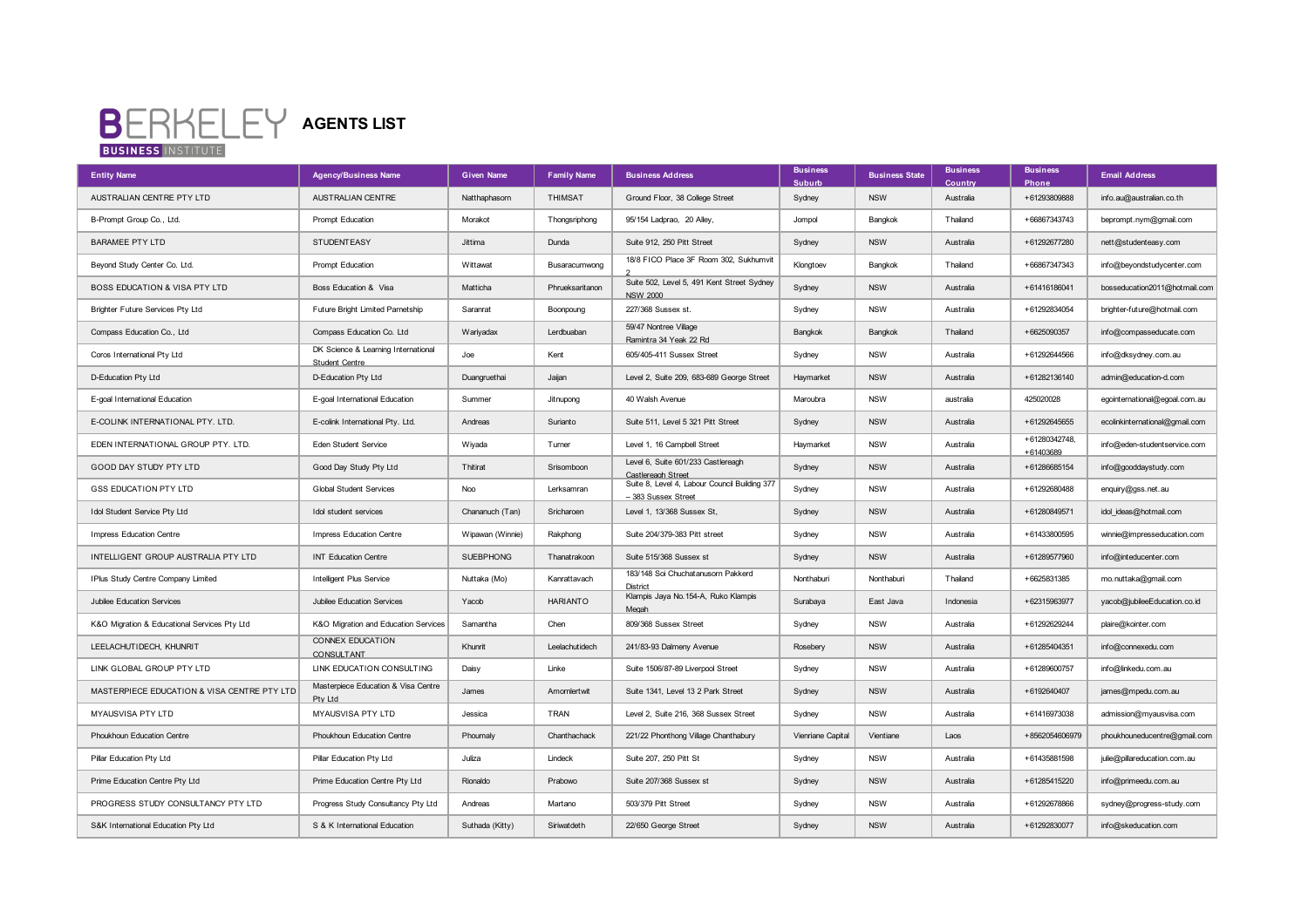# BERKELEY BUSINESS INSTITUTE AGENTS LIST

| Entity Name | Agency/Business Name | Given Name | Family Name | Business Address | Business Suburb | Business State | Business Country | Business Phone | Email Address |
|---|---|---|---|---|---|---|---|---|---|
| AUSTRALIAN CENTRE PTY LTD | AUSTRALIAN CENTRE | Natthaphasorn | THIMSAT | Ground Floor, 38 College Street | Sydney | NSW | Australia | +61293809888 | info.au@australian.co.th |
| B-Prompt Group Co., Ltd. | Prompt Education | Morakot | Thongsriphong | 95/154 Ladprao, 20 Alley, | Jompol | Bangkok | Thailand | +66867343743 | beprompt.nym@gmail.com |
| BARAMEE PTY LTD | STUDENTEASY | Jittima | Dunda | Suite 912, 250 Pitt Street | Sydney | NSW | Australia | +61292677280 | nett@studenteasy.com |
| Beyond Study Center Co. Ltd. | Prompt Education | Wittawat | Busaracumwong | 18/8 FICO Place 3F Room 302, Sukhumvit 2 | Klongtoev | Bangkok | Thailand | +66867347343 | info@beyondstudycenter.com |
| BOSS EDUCATION & VISA PTY LTD | Boss Education & Visa | Matticha | Phrueksaritanon | Suite 502, Level 5, 491 Kent Street Sydney NSW 2000 | Sydney | NSW | Australia | +61416186041 | bosseducation2011@hotmail.com |
| Brighter Future Services Pty Ltd | Future Bright Limited Parnetship | Saranrat | Boonpoung | 227/368 Sussex st. | Sydney | NSW | Australia | +61292834054 | brighter-future@hotmail.com |
| Compass Education Co., Ltd | Compass Education Co. Ltd | Wariyadax | Lerdbuaban | 59/47 Nontree Village Ramintra 34 Yeak 22 Rd | Bangkok | Bangkok | Thailand | +6625090357 | info@compasseducate.com |
| Coros International Pty Ltd | DK Science & Learning International Student Centre | Joe | Kent | 605/405-411 Sussex Street | Sydney | NSW | Australia | +61292644566 | info@dksydney.com.au |
| D-Education Pty Ltd | D-Education Pty Ltd | Duangruethai | Jaijan | Level 2, Suite 209, 683-689 George Street | Haymarket | NSW | Australia | +61282136140 | admin@education-d.com |
| E-goal International Education | E-goal International Education | Summer | Jitnupong | 40 Walsh Avenue | Maroubra | NSW | australia | 425020028 | egointernational@egoal.com.au |
| E-COLINK INTERNATIONAL PTY. LTD. | E-colink International Pty. Ltd. | Andreas | Surianto | Suite 511, Level 5 321 Pitt Street | Sydney | NSW | Australia | +61292645655 | ecolinkinternational@gmail.com |
| EDEN INTERNATIONAL GROUP PTY. LTD. | Eden Student Service | Wiyada | Turner | Level 1, 16 Campbell Street | Haymarket | NSW | Australia | +61280342748, +61403689 | info@eden-studentservice.com |
| GOOD DAY STUDY PTY LTD | Good Day Study Pty Ltd | Thitirat | Srisomboon | Level 6, Suite 601/233 Castlereagh Castlereagh Street | Sydney | NSW | Australia | +61286685154 | info@gooddaystudy.com |
| GSS EDUCATION PTY LTD | Global Student Services | Noo | Lerksamran | Suite 8, Level 4, Labour Council Building 377 – 383 Sussex Street | Sydney | NSW | Australia | +61292680488 | enquiry@gss.net.au |
| Idol Student Service Pty Ltd | Idol student services | Chananuch (Tan) | Sricharoen | Level 1, 13/368 Sussex St, | Sydney | NSW | Australia | +61280849571 | idol_ideas@hotmail.com |
| Impress Education Centre | Impress Education Centre | Wipawan (Winnie) | Rakphong | Suite 204/379-383 Pitt street | Sydney | NSW | Australia | +61433800595 | winnie@impresseducation.com |
| INTELLIGENT GROUP AUSTRALIA PTY LTD | INT Education Centre | SUEBPHONG | Thanatrakoon | Suite 515/368 Sussex st | Sydney | NSW | Australia | +61289577960 | info@inteducenter.com |
| IPlus Study Centre Company Limited | Intelligent Plus Service | Nuttaka (Mo) | Kanrattavach | 183/148 Soi Chuchatanusorn Pakkerd District | Nonthaburi | Nonthaburi | Thailand | +6625831385 | mo.nuttaka@gmail.com |
| Jubilee Education Services | Jubilee Education Services | Yacob | HARIANTO | Klampis Jaya No.154-A, Ruko Klampis Megah | Surabaya | East Java | Indonesia | +62315963977 | yacob@jubileeEducation.co.id |
| K&O Migration & Educational Services Pty Ltd | K&O Migration and Education Services | Samantha | Chen | 809/368 Sussex Street | Sydney | NSW | Australia | +61292629244 | plaire@kointer.com |
| LEELACHUTIDECH, KHUNRIT | CONNEX EDUCATION CONSULTANT | Khunrit | Leelachutidech | 241/83-93 Dalmeny Avenue | Rosebery | NSW | Australia | +61285404351 | info@connexedu.com |
| LINK GLOBAL GROUP PTY LTD | LINK EDUCATION CONSULTING | Daisy | Linke | Suite 1506/87-89 Liverpool Street | Sydney | NSW | Australia | +61289600757 | info@linkedu.com.au |
| MASTERPIECE EDUCATION & VISA CENTRE PTY LTD | Masterpiece Education & Visa Centre Pty Ltd | James | Amornlertwit | Suite 1341, Level 13 2 Park Street | Sydney | NSW | Australia | +6192640407 | james@mpedu.com.au |
| MYAUSVISA PTY LTD | MYAUSVISA PTY LTD | Jessica | TRAN | Level 2, Suite 216, 368 Sussex Street | Sydney | NSW | Australia | +61416973038 | admission@myausvisa.com |
| Phoukhoun Education Centre | Phoukhoun Education Centre | Phoumaly | Chanthachack | 221/22 Phonthong Village Chanthabury | Vienriane Capital | Vientiane | Laos | +8562054606979 | phoukhouneducentre@gmail.com |
| Pillar Education Pty Ltd | Pillar Education Pty Ltd | Julıza | Lindeck | Suite 207, 250 Pitt St | Sydney | NSW | Australia | +61435881598 | julie@pillareducation.com.au |
| Prime Education Centre Pty Ltd | Prime Education Centre Pty Ltd | Rionaldo | Prabowo | Suite 207/368 Sussex st | Sydney | NSW | Australia | +61285415220 | info@primeedu.com.au |
| PROGRESS STUDY CONSULTANCY PTY LTD | Progress Study Consultancy Pty Ltd | Andreas | Martano | 503/379 Pitt Street | Sydney | NSW | Australia | +61292678866 | sydney@progress-study.com |
| S&K International Education Pty Ltd | S & K International Education | Suthada (Kitty) | Siriwatdeth | 22/650 George Street | Sydney | NSW | Australia | +61292830077 | info@skeducation.com |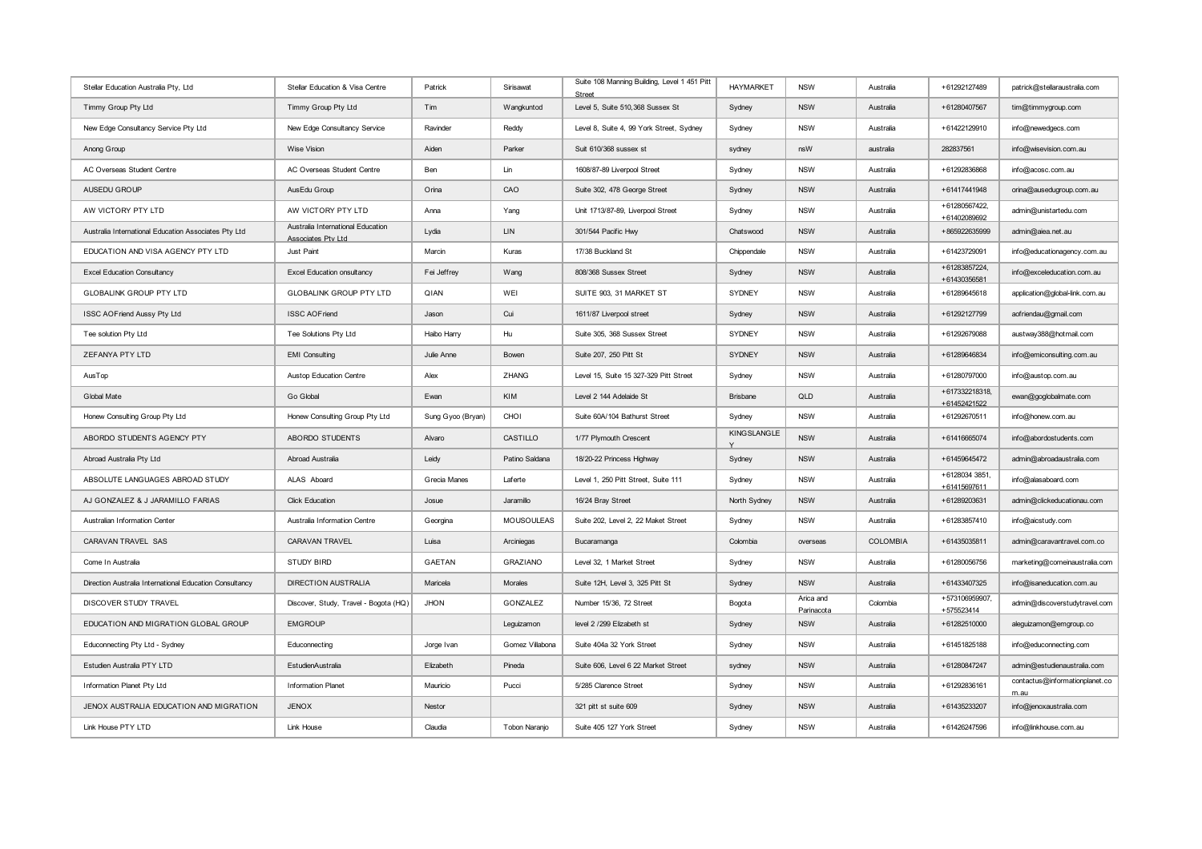| | | | | | | | | | |
|---|---|---|---|---|---|---|---|---|---|
| Stellar Education Australia Pty, Ltd | Stellar Education & Visa Centre | Patrick | Sirisawat | Suite 108 Manning Building, Level 1 451 Pitt Street | HAYMARKET | NSW | Australia | +61292127489 | patrick@stellaraustralia.com |
| Timmy Group Pty Ltd | Timmy Group Pty Ltd | Tim | Wangkuntod | Level 5, Suite 510,368 Sussex St | Sydney | NSW | Australia | +61280407567 | tim@timmygroup.com |
| New Edge Consultancy Service Pty Ltd | New Edge Consultancy Service | Ravinder | Reddy | Level 8, Suite 4, 99 York Street, Sydney | Sydney | NSW | Australia | +61422129910 | info@newedgecs.com |
| Anong Group | Wise Vision | Aiden | Parker | Suit 610/368 sussex st | sydney | nsW | australia | 282837561 | info@wisevision.com.au |
| AC Overseas Student Centre | AC Overseas Student Centre | Ben | Lin | 1608/87-89 Liverpool Street | Sydney | NSW | Australia | +61292836868 | info@acosc.com.au |
| AUSEDU GROUP | AusEdu Group | Orina | CAO | Suite 302, 478 George Street | Sydney | NSW | Australia | +61417441948 | orina@ausedugroup.com.au |
| AW VICTORY PTY LTD | AW VICTORY PTY LTD | Anna | Yang | Unit 1713/87-89, Liverpool Street | Sydney | NSW | Australia | +61280567422, +61402089692 | admin@unistartedu.com |
| Australia International Education Associates Pty Ltd | Australia International Education Associates Pty Ltd | Lydia | LIN | 301/544 Pacific Hwy | Chatswood | NSW | Australia | +865922635999 | admin@aiea.net.au |
| EDUCATION AND VISA AGENCY PTY LTD | Just Paint | Marcin | Kuras | 17/38 Buckland St | Chippendale | NSW | Australia | +61423729091 | info@educationagency.com.au |
| Excel Education Consultancy | Excel Education onsultancy | Fei Jeffrey | Wang | 808/368 Sussex Street | Sydney | NSW | Australia | +61283857224, +61430356581 | info@exceleducation.com.au |
| GLOBALINK GROUP PTY LTD | GLOBALINK GROUP PTY LTD | QIAN | WEI | SUITE 903, 31 MARKET ST | SYDNEY | NSW | Australia | +61289645618 | application@global-link.com.au |
| ISSC AOFriend Aussy Pty Ltd | ISSC AOFriend | Jason | Cui | 1611/87 Liverpool street | Sydney | NSW | Australia | +61292127799 | aofriendau@gmail.com |
| Tee solution Pty Ltd | Tee Solutions Pty Ltd | Haibo Harry | Hu | Suite 305, 368 Sussex Street | SYDNEY | NSW | Australia | +61292679088 | austway388@hotmail.com |
| ZEFANYA PTY LTD | EMI Consulting | Julie Anne | Bowen | Suite 207, 250 Pitt St | SYDNEY | NSW | Australia | +61289646834 | info@emiconsulting.com.au |
| AusTop | Austop Education Centre | Alex | ZHANG | Level 15, Suite 15 327-329 Pitt Street | Sydney | NSW | Australia | +61280797000 | info@austop.com.au |
| Global Mate | Go Global | Ewan | KIM | Level 2 144 Adelaide St | Brisbane | QLD | Australia | +617332218318, +61452421522 | ewan@goglobalmate.com |
| Honew Consulting Group Pty Ltd | Honew Consulting Group Pty Ltd | Sung Gyoo (Bryan) | CHOI | Suite 60A/104 Bathurst Street | Sydney | NSW | Australia | +61292670511 | info@honew.com.au |
| ABORDO STUDENTS AGENCY PTY | ABORDO STUDENTS | Alvaro | CASTILLO | 1/77 Plymouth Crescent | KINGSLANGLEY | NSW | Australia | +61416665074 | info@abordostudents.com |
| Abroad Australia Pty Ltd | Abroad Australia | Leidy | Patino Saldana | 18/20-22 Princess Highway | Sydney | NSW | Australia | +61459645472 | admin@abroadaustralia.com |
| ABSOLUTE LANGUAGES ABROAD STUDY | ALAS Aboard | Grecia Manes | Laferte | Level 1, 250 Pitt Street, Suite 111 | Sydney | NSW | Australia | +6128034 3851, +61415697611 | info@alasaboard.com |
| AJ GONZALEZ & J JARAMILLO FARIAS | Click Education | Josue | Jaramillo | 16/24 Bray Street | North Sydney | NSW | Australia | +61289203631 | admin@clickeducationau.com |
| Australian Information Center | Australia Information Centre | Georgina | MOUSOULEAS | Suite 202, Level 2, 22 Maket Street | Sydney | NSW | Australia | +61283857410 | info@aicstudy.com |
| CARAVAN TRAVEL SAS | CARAVAN TRAVEL | Luisa | Arciniegas | Bucaramanga | Colombia | overseas | COLOMBIA | +61435035811 | admin@caravantravel.com.co |
| Come In Australia | STUDY BIRD | GAETAN | GRAZIANO | Level 32, 1 Market Street | Sydney | NSW | Australia | +61280056756 | marketing@comeinaustralia.com |
| Direction Australia International Education Consultancy | DIRECTION AUSTRALIA | Maricela | Morales | Suite 12H, Level 3, 325 Pitt St | Sydney | NSW | Australia | +61433407325 | info@isaneducation.com.au |
| DISCOVER STUDY TRAVEL | Discover, Study, Travel - Bogota (HQ) | JHON | GONZALEZ | Number 15/36, 72 Street | Bogota | Arica and Parinacota | Colombia | +573106959907, +575523414 | admin@discoverstudytravel.com |
| EDUCATION AND MIGRATION GLOBAL GROUP | EMGROUP | | Leguizamon | level 2 /299 Elizabeth st | Sydney | NSW | Australia | +61282510000 | aleguizamon@emgroup.co |
| Educonnecting Pty Ltd - Sydney | Educonnecting | Jorge Ivan | Gomez Villabona | Suite 404a 32 York Street | Sydney | NSW | Australia | +61451825188 | info@educonnecting.com |
| Estudien Australia PTY LTD | EstudienAustralia | Elizabeth | Pineda | Suite 606, Level 6 22 Market Street | sydney | NSW | Australia | +61280847247 | admin@estudienaustralia.com |
| Information Planet Pty Ltd | Information Planet | Mauricio | Pucci | 5/285 Clarence Street | Sydney | NSW | Australia | +61292836161 | contactus@informationplanet.com.au |
| JENOX AUSTRALIA EDUCATION AND MIGRATION | JENOX | Nestor | | 321 pitt st suite 609 | Sydney | NSW | Australia | +61435233207 | info@jenoxaustralia.com |
| Link House PTY LTD | Link House | Claudia | Tobon Naranjo | Suite 405 127 York Street | Sydney | NSW | Australia | +61426247596 | info@linkhouse.com.au |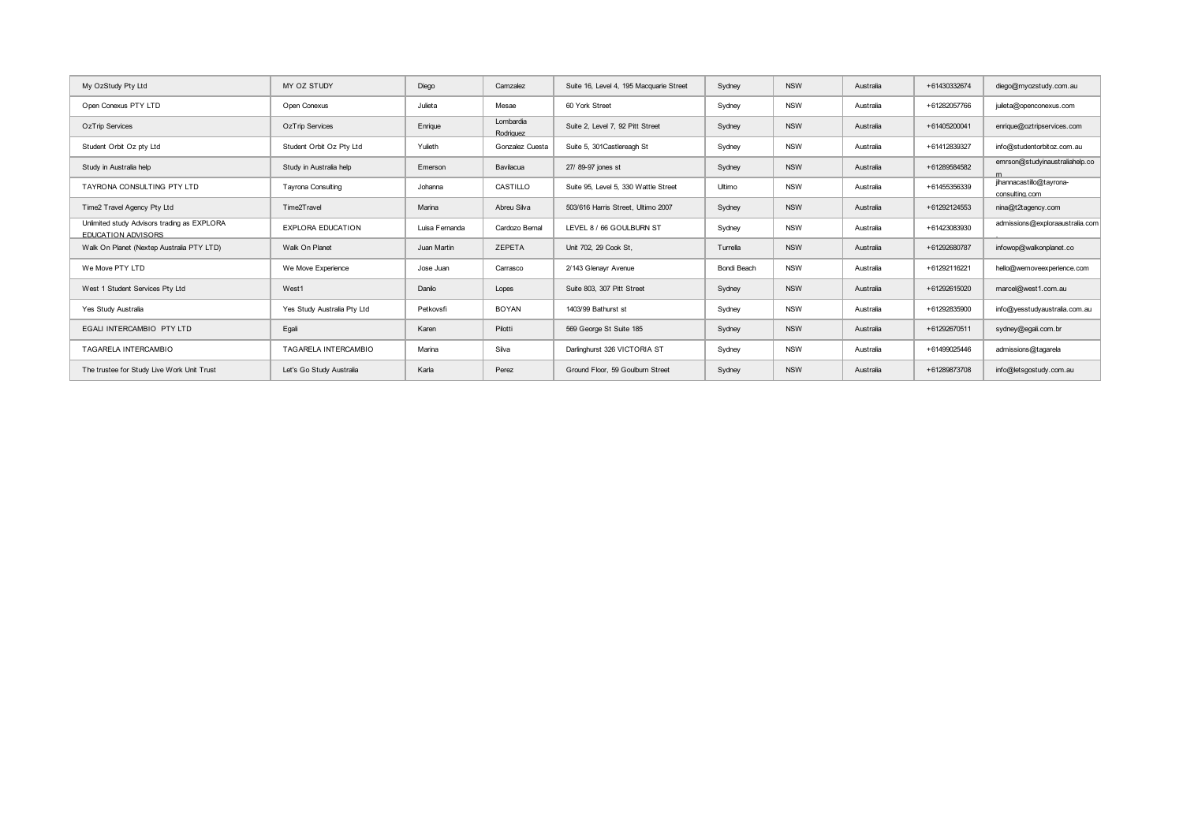| | | | | | | | | | |
|---|---|---|---|---|---|---|---|---|---|
| My OzStudy Pty Ltd | MY OZ STUDY | Diego | Camzalez | Suite 16, Level 4, 195 Macquarie Street | Sydney | NSW | Australia | +61430332674 | diego@myozstudy.com.au |
| Open Conexus PTY LTD | Open Conexus | Julieta | Mesae | 60 York Street | Sydney | NSW | Australia | +61282057766 | julieta@openconexus.com |
| OzTrip Services | OzTrip Services | Enrique | Lombardia Rodriguez | Suite 2, Level 7, 92 Pitt Street | Sydney | NSW | Australia | +61405200041 | enrique@oztripservices.com |
| Student Orbit Oz pty Ltd | Student Orbit Oz Pty Ltd | Yulieth | Gonzalez Cuesta | Suite 5, 301Castlereagh St | Sydney | NSW | Australia | +61412839327 | info@studentorbitoz.com.au |
| Study in Australia help | Study in Australia help | Emerson | Bavilacua | 27/ 89-97 jones st | Sydney | NSW | Australia | +61289584582 | emrson@studyinaustraliahelp.com |
| TAYRONA CONSULTING PTY LTD | Tayrona Consulting | Johanna | CASTILLO | Suite 95, Level 5, 330 Wattle Street | Ultimo | NSW | Australia | +61455356339 | jihannacastillo@tayrona-consulting.com |
| Time2 Travel Agency Pty Ltd | Time2Travel | Marina | Abreu Silva | 503/616 Harris Street, Ultimo 2007 | Sydney | NSW | Australia | +61292124553 | nina@t2tagency.com |
| Unlimited study Advisors trading as EXPLORA EDUCATION ADVISORS | EXPLORA EDUCATION | Luisa Fernanda | Cardozo Bernal | LEVEL 8 / 66 GOULBURN ST | Sydney | NSW | Australia | +61423083930 | admissions@exploraaustralia.com. |
| Walk On Planet (Nextep Australia PTY LTD) | Walk On Planet | Juan Martin | ZEPETA | Unit 702, 29 Cook St, | Turrella | NSW | Australia | +61292680787 | infowop@walkonplanet.co |
| We Move PTY LTD | We Move Experience | Jose Juan | Carrasco | 2/143 Glenayr Avenue | Bondi Beach | NSW | Australia | +61292116221 | hello@wemoveexperience.com |
| West 1 Student Services Pty Ltd | West1 | Danilo | Lopes | Suite 803, 307 Pitt Street | Sydney | NSW | Australia | +61292615020 | marcel@west1.com.au |
| Yes Study Australia | Yes Study Australia Pty Ltd | Petkovsfi | BOYAN | 1403/99 Bathurst st | Sydney | NSW | Australia | +61292835900 | info@yesstudyaustralia.com.au |
| EGALI INTERCAMBIO PTY LTD | Egali | Karen | Pilotti | 569 George St Suite 185 | Sydney | NSW | Australia | +61292670511 | sydney@egali.com.br |
| TAGARELA INTERCAMBIO | TAGARELA INTERCAMBIO | Marina | Silva | Darlinghurst 326 VICTORIA ST | Sydney | NSW | Australia | +61499025446 | admissions@tagarela |
| The trustee for Study Live Work Unit Trust | Let's Go Study Australia | Karla | Perez | Ground Floor, 59 Goulburn Street | Sydney | NSW | Australia | +61289873708 | info@letsgostudy.com.au |